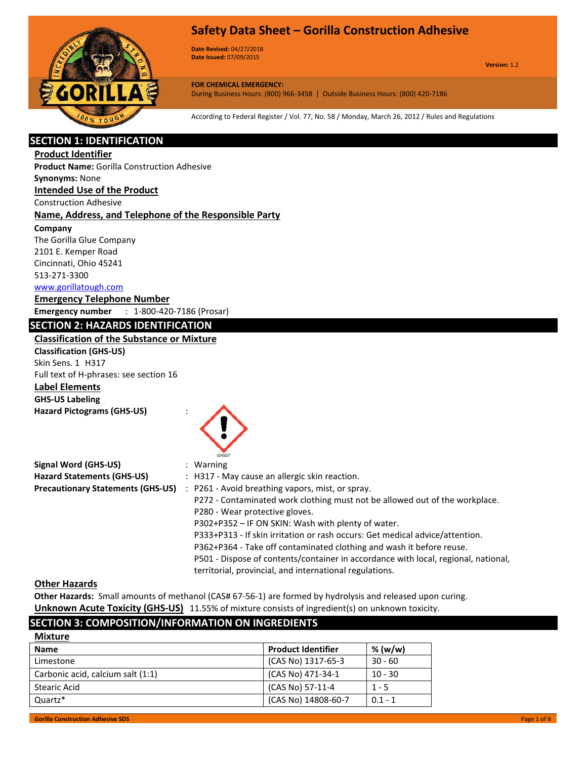# Safety Data Sheet – Gorilla Construction Adhesive

**Date Revised:** 04/27/2018
**Date Issued:** 07/09/2015

**Version:** 1.2

**FOR CHEMICAL EMERGENCY:**
During Business Hours: (800) 966-3458 | Outside Business Hours: (800) 420-7186

According to Federal Register / Vol. 77, No. 58 / Monday, March 26, 2012 / Rules and Regulations

## SECTION 1: IDENTIFICATION

### Product Identifier

**Product Name:** Gorilla Construction Adhesive
**Synonyms:** None

### Intended Use of the Product

Construction Adhesive

### Name, Address, and Telephone of the Responsible Party

**Company**
The Gorilla Glue Company
2101 E. Kemper Road
Cincinnati, Ohio 45241
513-271-3300
www.gorillatough.com

### Emergency Telephone Number

**Emergency number** : 1-800-420-7186 (Prosar)

## SECTION 2: HAZARDS IDENTIFICATION

### Classification of the Substance or Mixture

**Classification (GHS-US)**
Skin Sens. 1 H317
Full text of H-phrases: see section 16

### Label Elements

**GHS-US Labeling**

**Hazard Pictograms (GHS-US)** : GHS07

**Signal Word (GHS-US)** : Warning

**Hazard Statements (GHS-US)** : H317 - May cause an allergic skin reaction.

**Precautionary Statements (GHS-US)** :
P261 - Avoid breathing vapors, mist, or spray.
P272 - Contaminated work clothing must not be allowed out of the workplace.
P280 - Wear protective gloves.
P302+P352 – IF ON SKIN: Wash with plenty of water.
P333+P313 - If skin irritation or rash occurs: Get medical advice/attention.
P362+P364 - Take off contaminated clothing and wash it before reuse.
P501 - Dispose of contents/container in accordance with local, regional, national, territorial, provincial, and international regulations.

### Other Hazards

**Other Hazards:** Small amounts of methanol (CAS# 67-56-1) are formed by hydrolysis and released upon curing.

**Unknown Acute Toxicity (GHS-US)** 11.55% of mixture consists of ingredient(s) on unknown toxicity.

## SECTION 3: COMPOSITION/INFORMATION ON INGREDIENTS

### Mixture

| Name | Product Identifier | % (w/w) |
|---|---|---|
| Limestone | (CAS No) 1317-65-3 | 30 - 60 |
| Carbonic acid, calcium salt (1:1) | (CAS No) 471-34-1 | 10 - 30 |
| Stearic Acid | (CAS No) 57-11-4 | 1 - 5 |
| Quartz* | (CAS No) 14808-60-7 | 0.1 - 1 |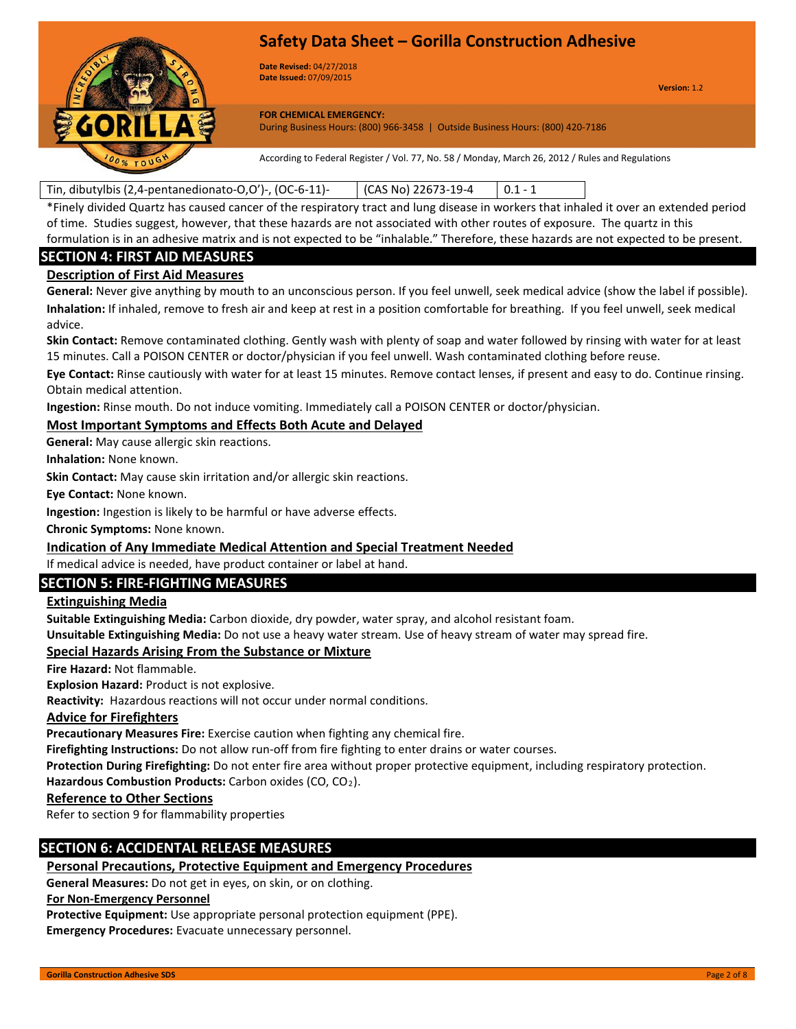| Tin, dibutylbis (2,4-pentanedionato-O,O')-, (OC-6-11)- | (CAS No) 22673-19-4 | 0.1 - 1 |
|---|---|---|

*Finely divided Quartz has caused cancer of the respiratory tract and lung disease in workers that inhaled it over an extended period of time. Studies suggest, however, that these hazards are not associated with other routes of exposure. The quartz in this formulation is in an adhesive matrix and is not expected to be "inhalable." Therefore, these hazards are not expected to be present.

## SECTION 4: FIRST AID MEASURES

### Description of First Aid Measures

**General:** Never give anything by mouth to an unconscious person. If you feel unwell, seek medical advice (show the label if possible).

**Inhalation:** If inhaled, remove to fresh air and keep at rest in a position comfortable for breathing. If you feel unwell, seek medical advice.

**Skin Contact:** Remove contaminated clothing. Gently wash with plenty of soap and water followed by rinsing with water for at least 15 minutes. Call a POISON CENTER or doctor/physician if you feel unwell. Wash contaminated clothing before reuse.

**Eye Contact:** Rinse cautiously with water for at least 15 minutes. Remove contact lenses, if present and easy to do. Continue rinsing. Obtain medical attention.

**Ingestion:** Rinse mouth. Do not induce vomiting. Immediately call a POISON CENTER or doctor/physician.

### Most Important Symptoms and Effects Both Acute and Delayed

**General:** May cause allergic skin reactions.

**Inhalation:** None known.

**Skin Contact:** May cause skin irritation and/or allergic skin reactions.

**Eye Contact:** None known.

**Ingestion:** Ingestion is likely to be harmful or have adverse effects.

**Chronic Symptoms:** None known.

### Indication of Any Immediate Medical Attention and Special Treatment Needed

If medical advice is needed, have product container or label at hand.

## SECTION 5: FIRE-FIGHTING MEASURES

### Extinguishing Media

**Suitable Extinguishing Media:** Carbon dioxide, dry powder, water spray, and alcohol resistant foam.

**Unsuitable Extinguishing Media:** Do not use a heavy water stream. Use of heavy stream of water may spread fire.

### Special Hazards Arising From the Substance or Mixture

**Fire Hazard:** Not flammable.

**Explosion Hazard:** Product is not explosive.

**Reactivity:** Hazardous reactions will not occur under normal conditions.

### Advice for Firefighters

**Precautionary Measures Fire:** Exercise caution when fighting any chemical fire.

**Firefighting Instructions:** Do not allow run-off from fire fighting to enter drains or water courses.

**Protection During Firefighting:** Do not enter fire area without proper protective equipment, including respiratory protection.

**Hazardous Combustion Products:** Carbon oxides (CO, $CO_2$).

### Reference to Other Sections

Refer to section 9 for flammability properties

## SECTION 6: ACCIDENTAL RELEASE MEASURES

### Personal Precautions, Protective Equipment and Emergency Procedures

**General Measures:** Do not get in eyes, on skin, or on clothing.

### For Non-Emergency Personnel

**Protective Equipment:** Use appropriate personal protection equipment (PPE).

**Emergency Procedures:** Evacuate unnecessary personnel.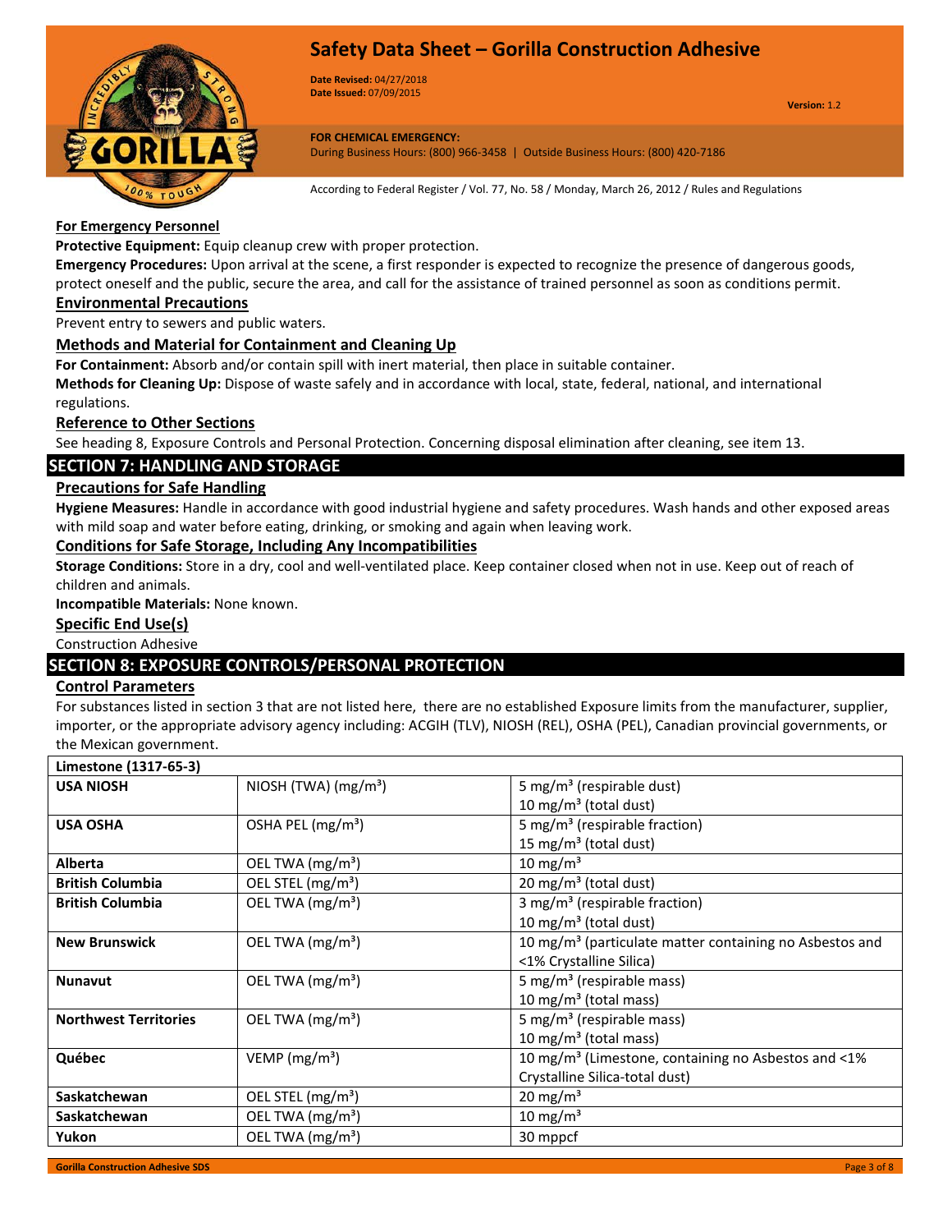### For Emergency Personnel

**Protective Equipment:** Equip cleanup crew with proper protection.

**Emergency Procedures:** Upon arrival at the scene, a first responder is expected to recognize the presence of dangerous goods, protect oneself and the public, secure the area, and call for the assistance of trained personnel as soon as conditions permit.

### Environmental Precautions

Prevent entry to sewers and public waters.

### Methods and Material for Containment and Cleaning Up

**For Containment:** Absorb and/or contain spill with inert material, then place in suitable container.

**Methods for Cleaning Up:** Dispose of waste safely and in accordance with local, state, federal, national, and international regulations.

### Reference to Other Sections

See heading 8, Exposure Controls and Personal Protection. Concerning disposal elimination after cleaning, see item 13.

## SECTION 7: HANDLING AND STORAGE

### Precautions for Safe Handling

**Hygiene Measures:** Handle in accordance with good industrial hygiene and safety procedures. Wash hands and other exposed areas with mild soap and water before eating, drinking, or smoking and again when leaving work.

### Conditions for Safe Storage, Including Any Incompatibilities

**Storage Conditions:** Store in a dry, cool and well-ventilated place. Keep container closed when not in use. Keep out of reach of children and animals.

**Incompatible Materials:** None known.

### Specific End Use(s)

Construction Adhesive

## SECTION 8: EXPOSURE CONTROLS/PERSONAL PROTECTION

### Control Parameters

For substances listed in section 3 that are not listed here, there are no established Exposure limits from the manufacturer, supplier, importer, or the appropriate advisory agency including: ACGIH (TLV), NIOSH (REL), OSHA (PEL), Canadian provincial governments, or the Mexican government.

| **Limestone (1317-65-3)** | | |
|---|---|---|
| **USA NIOSH** | NIOSH (TWA) ($mg/m^3$) | 5 $mg/m^3$ (respirable dust)<br>10 $mg/m^3$ (total dust) |
| **USA OSHA** | OSHA PEL ($mg/m^3$) | 5 $mg/m^3$ (respirable fraction)<br>15 $mg/m^3$ (total dust) |
| **Alberta** | OEL TWA ($mg/m^3$) | 10 $mg/m^3$ |
| **British Columbia** | OEL STEL ($mg/m^3$) | 20 $mg/m^3$ (total dust) |
| **British Columbia** | OEL TWA ($mg/m^3$) | 3 $mg/m^3$ (respirable fraction)<br>10 $mg/m^3$ (total dust) |
| **New Brunswick** | OEL TWA ($mg/m^3$) | 10 $mg/m^3$ (particulate matter containing no Asbestos and <1% Crystalline Silica) |
| **Nunavut** | OEL TWA ($mg/m^3$) | 5 $mg/m^3$ (respirable mass)<br>10 $mg/m^3$ (total mass) |
| **Northwest Territories** | OEL TWA ($mg/m^3$) | 5 $mg/m^3$ (respirable mass)<br>10 $mg/m^3$ (total mass) |
| **Québec** | VEMP ($mg/m^3$) | 10 $mg/m^3$ (Limestone, containing no Asbestos and <1% Crystalline Silica-total dust) |
| **Saskatchewan** | OEL STEL ($mg/m^3$) | 20 $mg/m^3$ |
| **Saskatchewan** | OEL TWA ($mg/m^3$) | 10 $mg/m^3$ |
| **Yukon** | OEL TWA ($mg/m^3$) | 30 mppcf |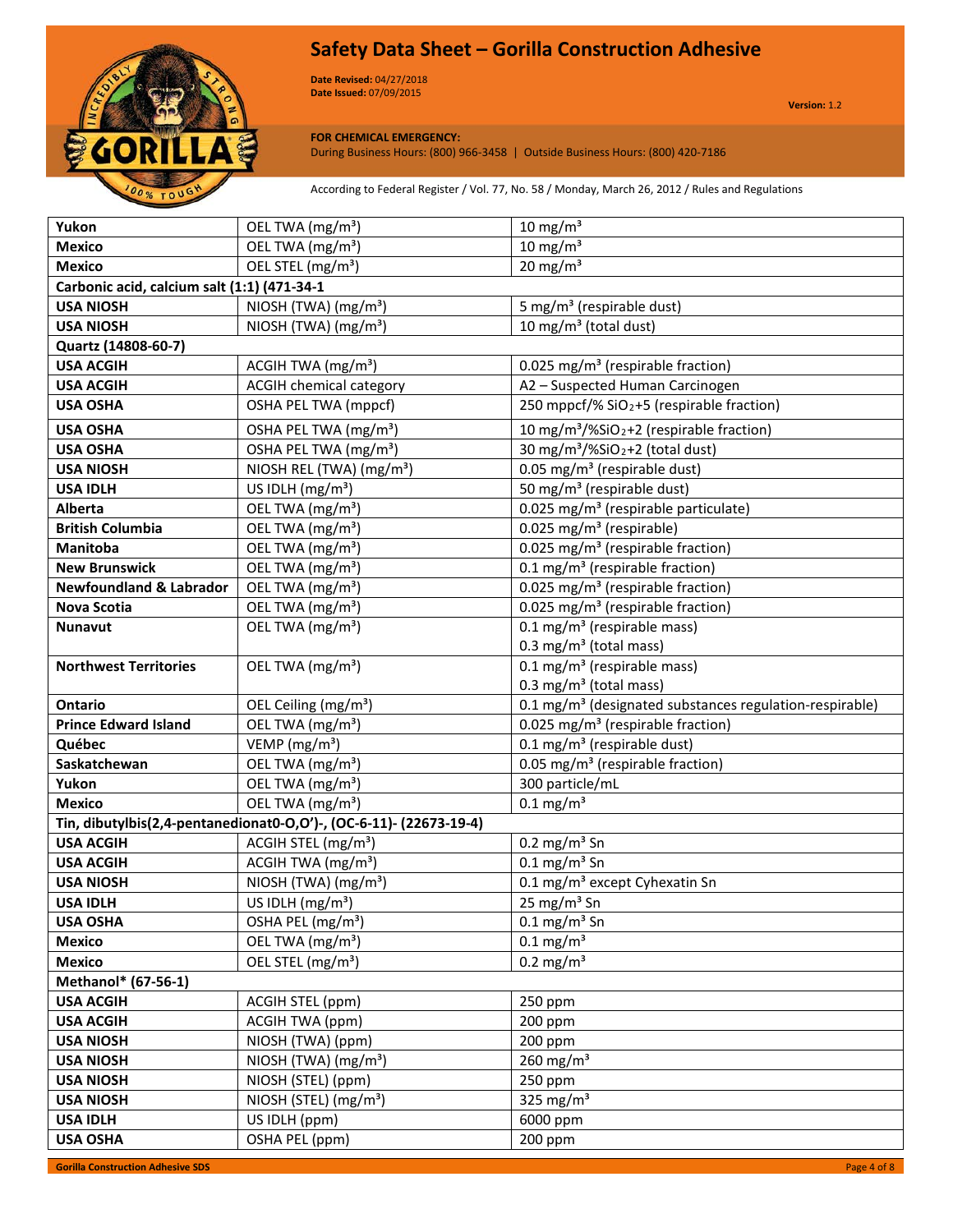| | | |
|---|---|---|
| **Yukon** | OEL TWA ($mg/m^3$) | 10 $mg/m^3$ |
| **Mexico** | OEL TWA ($mg/m^3$) | 10 $mg/m^3$ |
| **Mexico** | OEL STEL ($mg/m^3$) | 20 $mg/m^3$ |
| **Carbonic acid, calcium salt (1:1) (471-34-1** | | |
| **USA NIOSH** | NIOSH (TWA) ($mg/m^3$) | 5 $mg/m^3$ (respirable dust) |
| **USA NIOSH** | NIOSH (TWA) ($mg/m^3$) | 10 $mg/m^3$ (total dust) |
| **Quartz (14808-60-7)** | | |
| **USA ACGIH** | ACGIH TWA ($mg/m^3$) | 0.025 $mg/m^3$ (respirable fraction) |
| **USA ACGIH** | ACGIH chemical category | A2 – Suspected Human Carcinogen |
| **USA OSHA** | OSHA PEL TWA (mppcf) | 250 mppcf/% $SiO_2$+5 (respirable fraction) |
| **USA OSHA** | OSHA PEL TWA ($mg/m^3$) | 10 $mg/m^3$/%$SiO_2$+2 (respirable fraction) |
| **USA OSHA** | OSHA PEL TWA ($mg/m^3$) | 30 $mg/m^3$/%$SiO_2$+2 (total dust) |
| **USA NIOSH** | NIOSH REL (TWA) ($mg/m^3$) | 0.05 $mg/m^3$ (respirable dust) |
| **USA IDLH** | US IDLH ($mg/m^3$) | 50 $mg/m^3$ (respirable dust) |
| **Alberta** | OEL TWA ($mg/m^3$) | 0.025 $mg/m^3$ (respirable particulate) |
| **British Columbia** | OEL TWA ($mg/m^3$) | 0.025 $mg/m^3$ (respirable) |
| **Manitoba** | OEL TWA ($mg/m^3$) | 0.025 $mg/m^3$ (respirable fraction) |
| **New Brunswick** | OEL TWA ($mg/m^3$) | 0.1 $mg/m^3$ (respirable fraction) |
| **Newfoundland & Labrador** | OEL TWA ($mg/m^3$) | 0.025 $mg/m^3$ (respirable fraction) |
| **Nova Scotia** | OEL TWA ($mg/m^3$) | 0.025 $mg/m^3$ (respirable fraction) |
| **Nunavut** | OEL TWA ($mg/m^3$) | 0.1 $mg/m^3$ (respirable mass)<br>0.3 $mg/m^3$ (total mass) |
| **Northwest Territories** | OEL TWA ($mg/m^3$) | 0.1 $mg/m^3$ (respirable mass)<br>0.3 $mg/m^3$ (total mass) |
| **Ontario** | OEL Ceiling ($mg/m^3$) | 0.1 $mg/m^3$ (designated substances regulation-respirable) |
| **Prince Edward Island** | OEL TWA ($mg/m^3$) | 0.025 $mg/m^3$ (respirable fraction) |
| **Québec** | VEMP ($mg/m^3$) | 0.1 $mg/m^3$ (respirable dust) |
| **Saskatchewan** | OEL TWA ($mg/m^3$) | 0.05 $mg/m^3$ (respirable fraction) |
| **Yukon** | OEL TWA ($mg/m^3$) | 300 particle/mL |
| **Mexico** | OEL TWA ($mg/m^3$) | 0.1 $mg/m^3$ |
| **Tin, dibutylbis(2,4-pentanedionat0-O,O')-, (OC-6-11)- (22673-19-4)** | | |
| **USA ACGIH** | ACGIH STEL ($mg/m^3$) | 0.2 $mg/m^3$ Sn |
| **USA ACGIH** | ACGIH TWA ($mg/m^3$) | 0.1 $mg/m^3$ Sn |
| **USA NIOSH** | NIOSH (TWA) ($mg/m^3$) | 0.1 $mg/m^3$ except Cyhexatin Sn |
| **USA IDLH** | US IDLH ($mg/m^3$) | 25 $mg/m^3$ Sn |
| **USA OSHA** | OSHA PEL ($mg/m^3$) | 0.1 $mg/m^3$ Sn |
| **Mexico** | OEL TWA ($mg/m^3$) | 0.1 $mg/m^3$ |
| **Mexico** | OEL STEL ($mg/m^3$) | 0.2 $mg/m^3$ |
| **Methanol* (67-56-1)** | | |
| **USA ACGIH** | ACGIH STEL (ppm) | 250 ppm |
| **USA ACGIH** | ACGIH TWA (ppm) | 200 ppm |
| **USA NIOSH** | NIOSH (TWA) (ppm) | 200 ppm |
| **USA NIOSH** | NIOSH (TWA) ($mg/m^3$) | 260 $mg/m^3$ |
| **USA NIOSH** | NIOSH (STEL) (ppm) | 250 ppm |
| **USA NIOSH** | NIOSH (STEL) ($mg/m^3$) | 325 $mg/m^3$ |
| **USA IDLH** | US IDLH (ppm) | 6000 ppm |
| **USA OSHA** | OSHA PEL (ppm) | 200 ppm |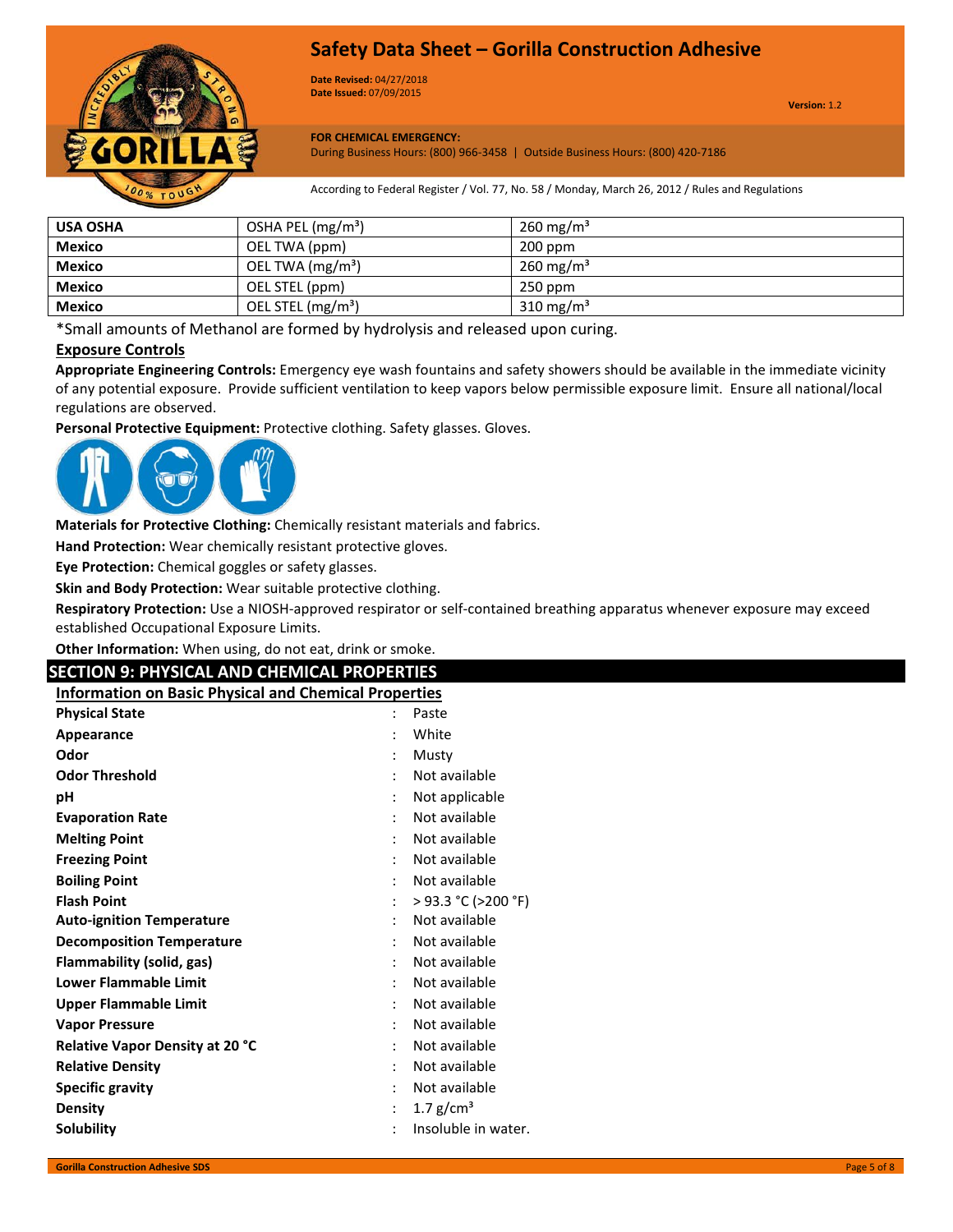| USA OSHA | OSHA PEL (mg/m³) | 260 mg/m³ |
|---|---|---|
| Mexico | OEL TWA (ppm) | 200 ppm |
| Mexico | OEL TWA (mg/m³) | 260 mg/m³ |
| Mexico | OEL STEL (ppm) | 250 ppm |
| Mexico | OEL STEL (mg/m³) | 310 mg/m³ |

*Small amounts of Methanol are formed by hydrolysis and released upon curing.

### Exposure Controls

**Appropriate Engineering Controls:** Emergency eye wash fountains and safety showers should be available in the immediate vicinity of any potential exposure. Provide sufficient ventilation to keep vapors below permissible exposure limit. Ensure all national/local regulations are observed.

**Personal Protective Equipment:** Protective clothing. Safety glasses. Gloves.

**Materials for Protective Clothing:** Chemically resistant materials and fabrics.

**Hand Protection:** Wear chemically resistant protective gloves.

**Eye Protection:** Chemical goggles or safety glasses.

**Skin and Body Protection:** Wear suitable protective clothing.

**Respiratory Protection:** Use a NIOSH-approved respirator or self-contained breathing apparatus whenever exposure may exceed established Occupational Exposure Limits.

**Other Information:** When using, do not eat, drink or smoke.

## SECTION 9: PHYSICAL AND CHEMICAL PROPERTIES

### Information on Basic Physical and Chemical Properties

| Property | | Value |
|---|---|---|
| **Physical State** | : | Paste |
| **Appearance** | : | White |
| **Odor** | : | Musty |
| **Odor Threshold** | : | Not available |
| **pH** | : | Not applicable |
| **Evaporation Rate** | : | Not available |
| **Melting Point** | : | Not available |
| **Freezing Point** | : | Not available |
| **Boiling Point** | : | Not available |
| **Flash Point** | : | > 93.3 °C (>200 °F) |
| **Auto-ignition Temperature** | : | Not available |
| **Decomposition Temperature** | : | Not available |
| **Flammability (solid, gas)** | : | Not available |
| **Lower Flammable Limit** | : | Not available |
| **Upper Flammable Limit** | : | Not available |
| **Vapor Pressure** | : | Not available |
| **Relative Vapor Density at 20 °C** | : | Not available |
| **Relative Density** | : | Not available |
| **Specific gravity** | : | Not available |
| **Density** | : | 1.7 g/cm³ |
| **Solubility** | : | Insoluble in water. |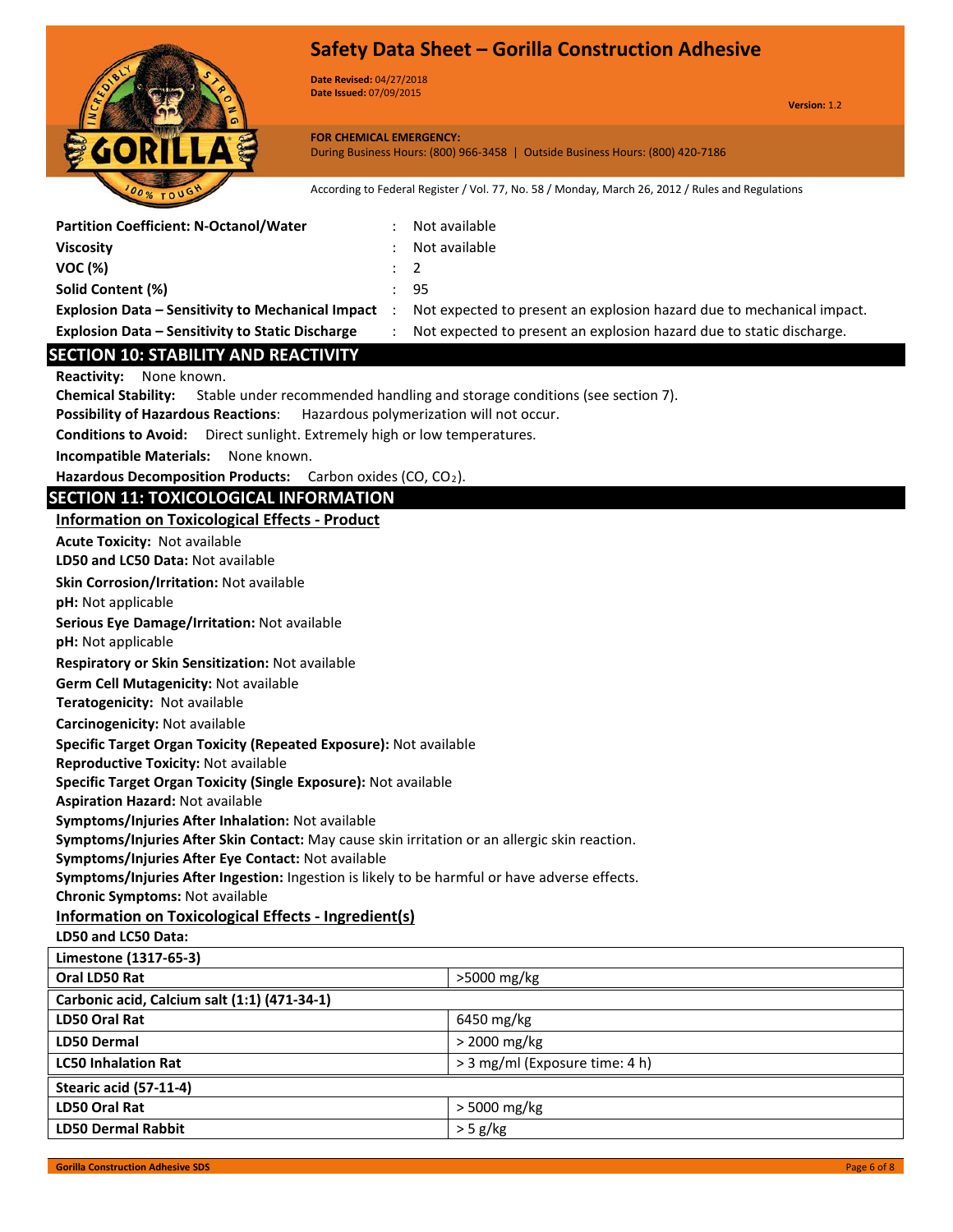| | | |
|---|---|---|
| **Partition Coefficient: N-Octanol/Water** | : | Not available |
| **Viscosity** | : | Not available |
| **VOC (%)** | : | 2 |
| **Solid Content (%)** | : | 95 |
| **Explosion Data – Sensitivity to Mechanical Impact** | : | Not expected to present an explosion hazard due to mechanical impact. |
| **Explosion Data – Sensitivity to Static Discharge** | : | Not expected to present an explosion hazard due to static discharge. |

## SECTION 10: STABILITY AND REACTIVITY

**Reactivity:** None known.

**Chemical Stability:** Stable under recommended handling and storage conditions (see section 7).

**Possibility of Hazardous Reactions**: Hazardous polymerization will not occur.

**Conditions to Avoid:** Direct sunlight. Extremely high or low temperatures.

**Incompatible Materials:** None known.

**Hazardous Decomposition Products:** Carbon oxides (CO, $CO_2$).

## SECTION 11: TOXICOLOGICAL INFORMATION

### Information on Toxicological Effects - Product

**Acute Toxicity:** Not available

**LD50 and LC50 Data:** Not available

**Skin Corrosion/Irritation:** Not available

**pH:** Not applicable

**Serious Eye Damage/Irritation:** Not available

**pH:** Not applicable

**Respiratory or Skin Sensitization:** Not available

**Germ Cell Mutagenicity:** Not available

**Teratogenicity:** Not available

**Carcinogenicity:** Not available

**Specific Target Organ Toxicity (Repeated Exposure):** Not available

**Reproductive Toxicity:** Not available

**Specific Target Organ Toxicity (Single Exposure):** Not available

**Aspiration Hazard:** Not available

**Symptoms/Injuries After Inhalation:** Not available

**Symptoms/Injuries After Skin Contact:** May cause skin irritation or an allergic skin reaction.

**Symptoms/Injuries After Eye Contact:** Not available

**Symptoms/Injuries After Ingestion:** Ingestion is likely to be harmful or have adverse effects.

**Chronic Symptoms:** Not available

### Information on Toxicological Effects - Ingredient(s)

**LD50 and LC50 Data:**

| **Limestone (1317-65-3)** | |
|---|---|
| **Oral LD50 Rat** | >5000 mg/kg |
| **Carbonic acid, Calcium salt (1:1) (471-34-1)** | |
| **LD50 Oral Rat** | 6450 mg/kg |
| **LD50 Dermal** | > 2000 mg/kg |
| **LC50 Inhalation Rat** | > 3 mg/ml (Exposure time: 4 h) |
| **Stearic acid (57-11-4)** | |
| **LD50 Oral Rat** | > 5000 mg/kg |
| **LD50 Dermal Rabbit** | > 5 g/kg |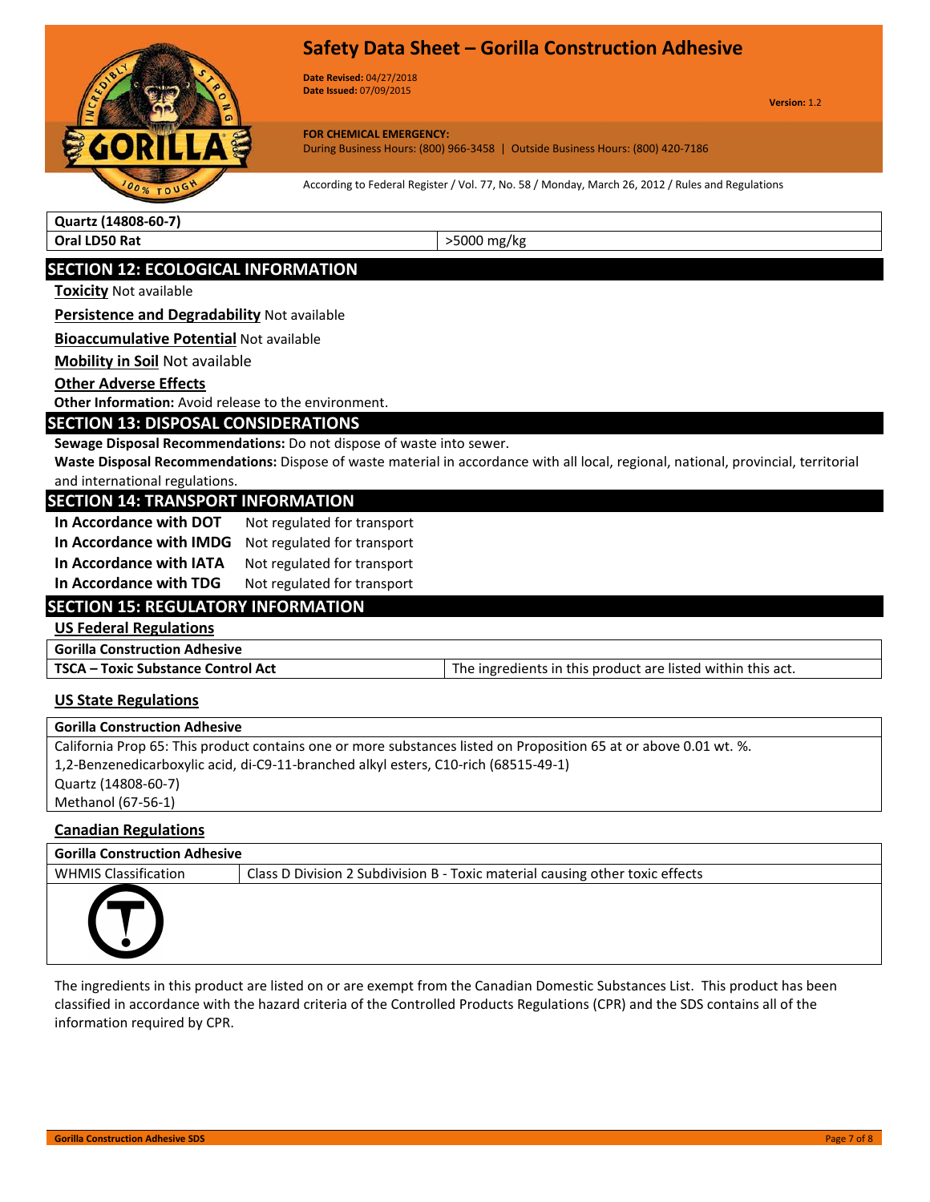| Quartz (14808-60-7) | |
|---|---|
| Oral LD50 Rat | >5000 mg/kg |

## SECTION 12: ECOLOGICAL INFORMATION

**Toxicity** Not available

**Persistence and Degradability** Not available

**Bioaccumulative Potential** Not available

**Mobility in Soil** Not available

**Other Adverse Effects**

**Other Information:** Avoid release to the environment.

## SECTION 13: DISPOSAL CONSIDERATIONS

**Sewage Disposal Recommendations:** Do not dispose of waste into sewer.

**Waste Disposal Recommendations:** Dispose of waste material in accordance with all local, regional, national, provincial, territorial and international regulations.

## SECTION 14: TRANSPORT INFORMATION

| | |
|---|---|
| **In Accordance with DOT** | Not regulated for transport |
| **In Accordance with IMDG** | Not regulated for transport |
| **In Accordance with IATA** | Not regulated for transport |
| **In Accordance with TDG** | Not regulated for transport |

## SECTION 15: REGULATORY INFORMATION

**US Federal Regulations**

| Gorilla Construction Adhesive | |
|---|---|
| TSCA – Toxic Substance Control Act | The ingredients in this product are listed within this act. |

**US State Regulations**

| Gorilla Construction Adhesive |
|---|
| California Prop 65: This product contains one or more substances listed on Proposition 65 at or above 0.01 wt. %.<br>1,2-Benzenedicarboxylic acid, di-C9-11-branched alkyl esters, C10-rich (68515-49-1)<br>Quartz (14808-60-7)<br>Methanol (67-56-1) |

**Canadian Regulations**

| Gorilla Construction Adhesive | |
|---|---|
| WHMIS Classification | Class D Division 2 Subdivision B - Toxic material causing other toxic effects |

The ingredients in this product are listed on or are exempt from the Canadian Domestic Substances List. This product has been classified in accordance with the hazard criteria of the Controlled Products Regulations (CPR) and the SDS contains all of the information required by CPR.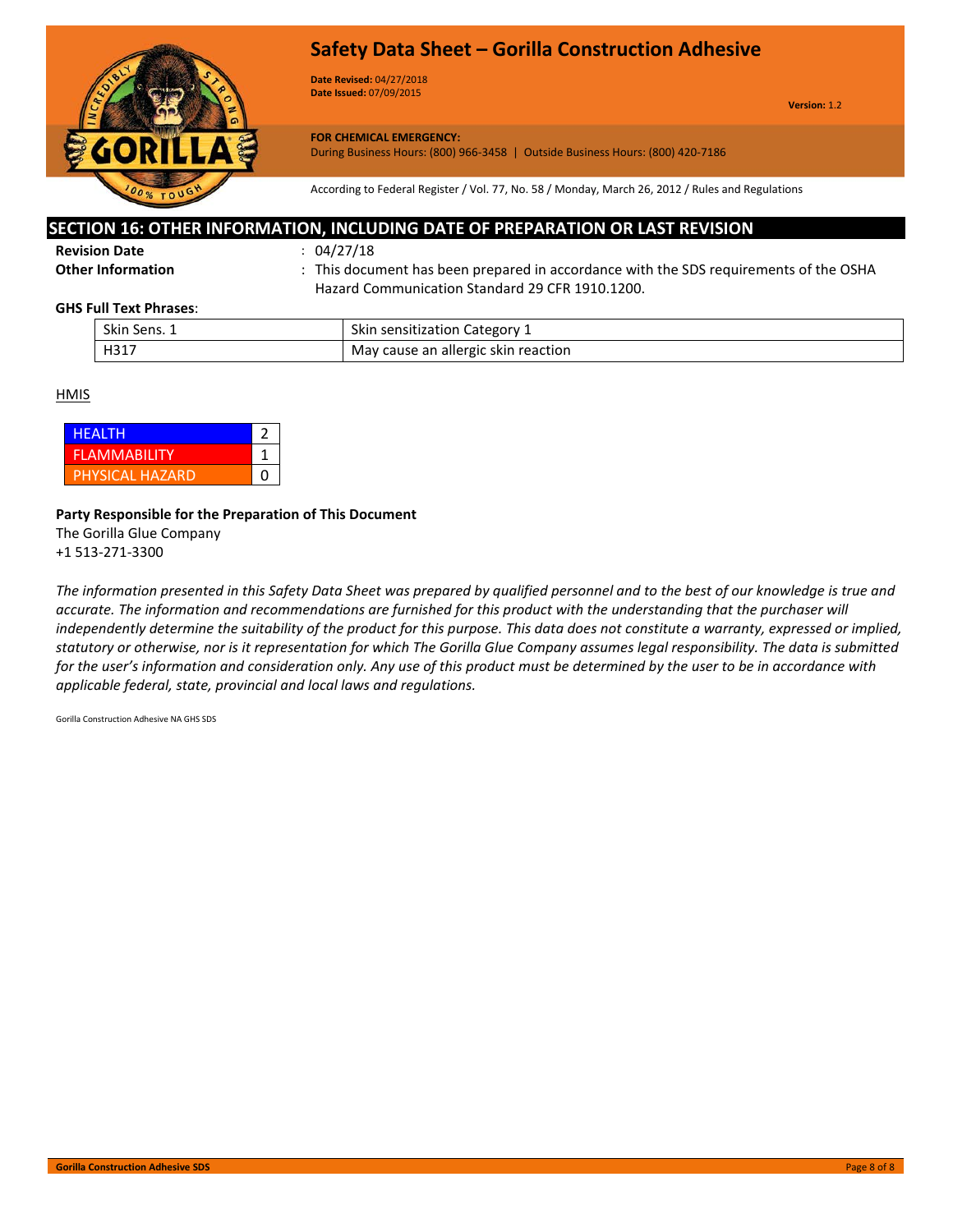## SECTION 16: OTHER INFORMATION, INCLUDING DATE OF PREPARATION OR LAST REVISION

**Revision Date** : 04/27/18

**Other Information** : This document has been prepared in accordance with the SDS requirements of the OSHA Hazard Communication Standard 29 CFR 1910.1200.

**GHS Full Text Phrases**:

| | |
|---|---|
| Skin Sens. 1 | Skin sensitization Category 1 |
| H317 | May cause an allergic skin reaction |

HMIS

| | |
|---|---|
| HEALTH | 2 |
| FLAMMABILITY | 1 |
| PHYSICAL HAZARD | 0 |

**Party Responsible for the Preparation of This Document**

The Gorilla Glue Company
+1 513-271-3300

*The information presented in this Safety Data Sheet was prepared by qualified personnel and to the best of our knowledge is true and accurate. The information and recommendations are furnished for this product with the understanding that the purchaser will independently determine the suitability of the product for this purpose. This data does not constitute a warranty, expressed or implied, statutory or otherwise, nor is it representation for which The Gorilla Glue Company assumes legal responsibility. The data is submitted for the user's information and consideration only. Any use of this product must be determined by the user to be in accordance with applicable federal, state, provincial and local laws and regulations.*

Gorilla Construction Adhesive NA GHS SDS